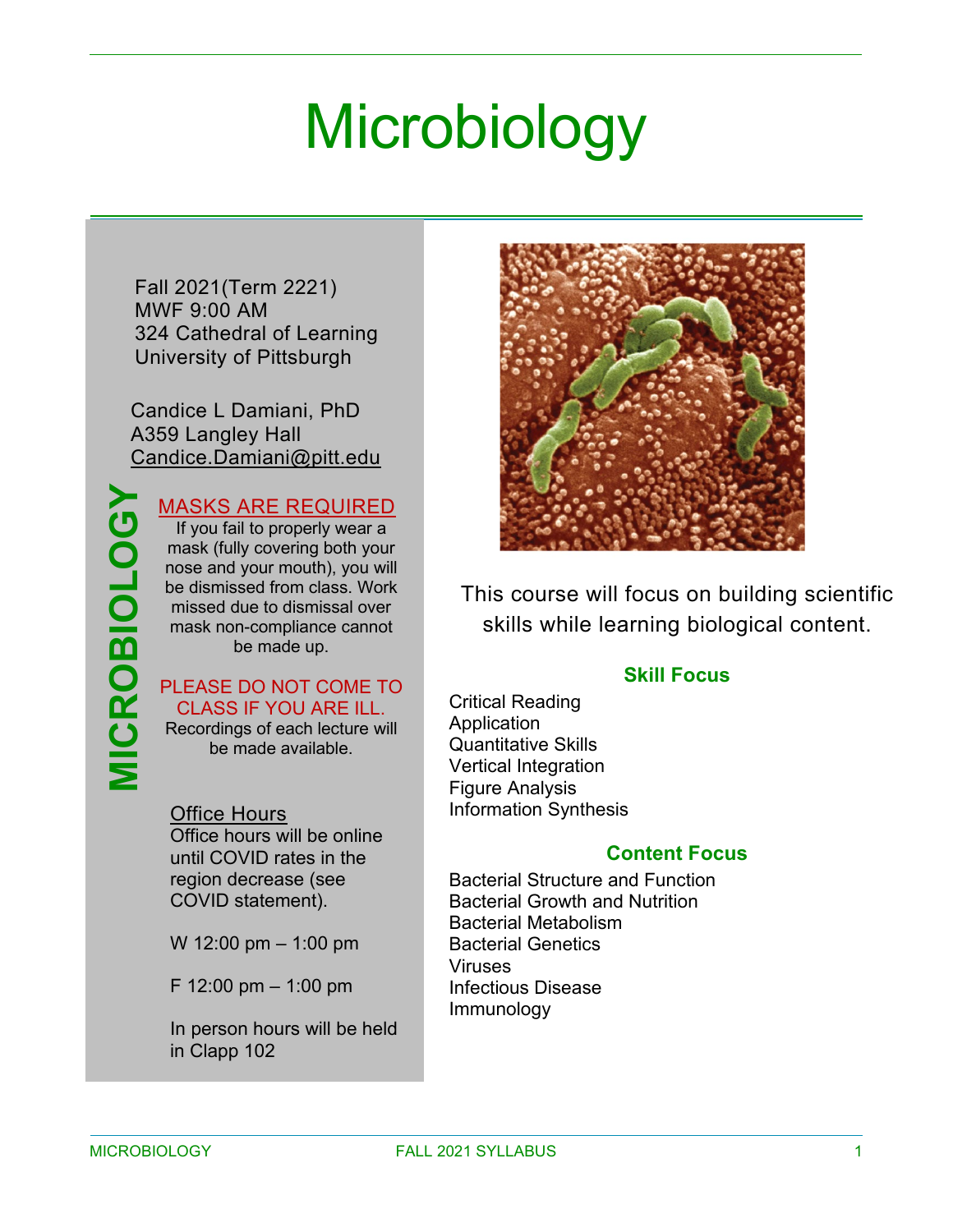# Microbiology

Fall 2021(Term 2221)
MWF 9:00 AM
324 Cathedral of Learning
University of Pittsburgh

Candice L Damiani, PhD
A359 Langley Hall
Candice.Damiani@pitt.edu

MICROBIOLOGY

**MASKS ARE REQUIRED**

If you fail to properly wear a mask (fully covering both your nose and your mouth), you will be dismissed from class. Work missed due to dismissal over mask non-compliance cannot be made up.

**PLEASE DO NOT COME TO CLASS IF YOU ARE ILL.**

Recordings of each lecture will be made available.

**Office Hours**

Office hours will be online until COVID rates in the region decrease (see COVID statement).

W 12:00 pm – 1:00 pm

F 12:00 pm – 1:00 pm

In person hours will be held in Clapp 102

This course will focus on building scientific skills while learning biological content.

### Skill Focus

Critical Reading
Application
Quantitative Skills
Vertical Integration
Figure Analysis
Information Synthesis

### Content Focus

Bacterial Structure and Function
Bacterial Growth and Nutrition
Bacterial Metabolism
Bacterial Genetics
Viruses
Infectious Disease
Immunology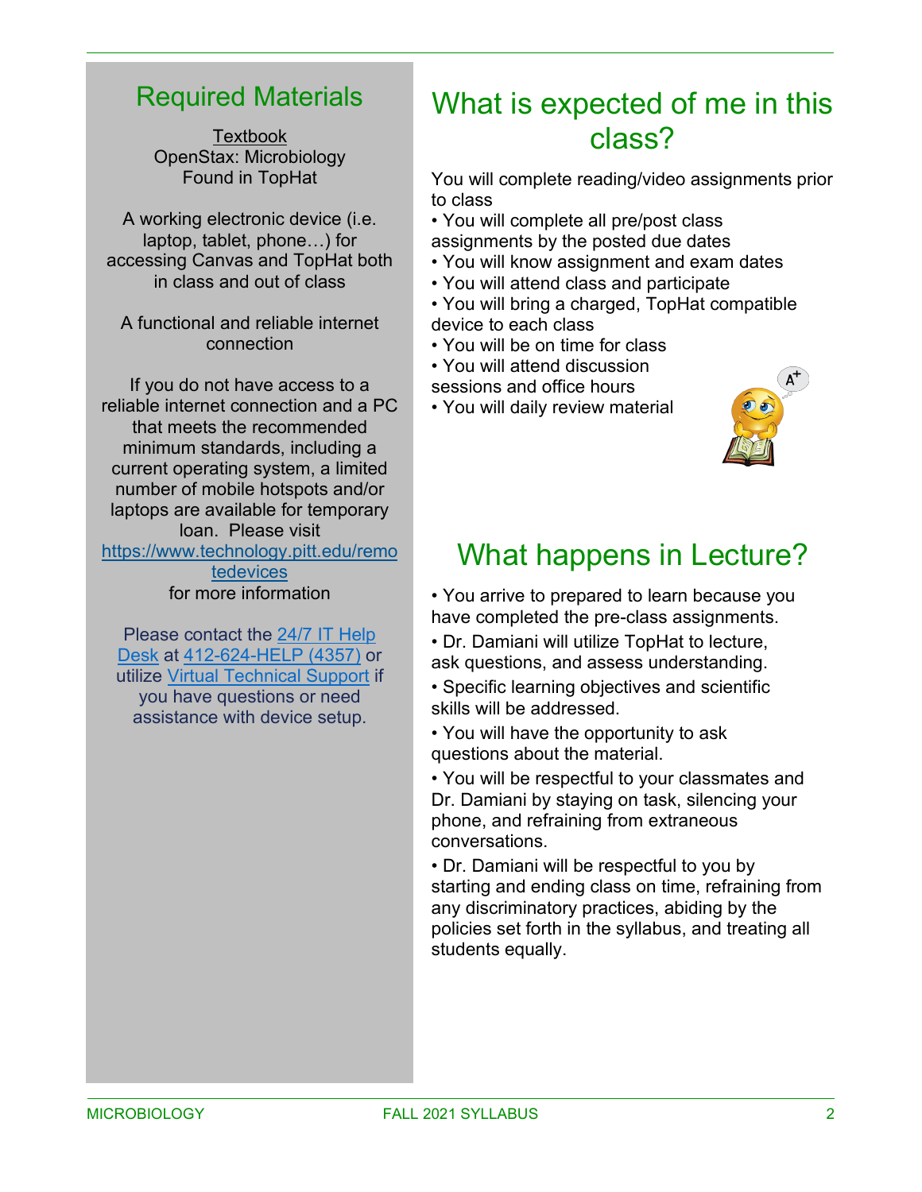## Required Materials

Textbook
OpenStax: Microbiology
Found in TopHat

A working electronic device (i.e. laptop, tablet, phone…) for accessing Canvas and TopHat both in class and out of class

A functional and reliable internet connection

If you do not have access to a reliable internet connection and a PC that meets the recommended minimum standards, including a current operating system, a limited number of mobile hotspots and/or laptops are available for temporary loan. Please visit https://www.technology.pitt.edu/remotedevices for more information

Please contact the 24/7 IT Help Desk at 412-624-HELP (4357) or utilize Virtual Technical Support if you have questions or need assistance with device setup.

## What is expected of me in this class?

You will complete reading/video assignments prior to class

- You will complete all pre/post class assignments by the posted due dates
- You will know assignment and exam dates
- You will attend class and participate
- You will bring a charged, TopHat compatible device to each class
- You will be on time for class
- You will attend discussion sessions and office hours
- You will daily review material

## What happens in Lecture?

- You arrive to prepared to learn because you have completed the pre-class assignments.
- Dr. Damiani will utilize TopHat to lecture, ask questions, and assess understanding.
- Specific learning objectives and scientific skills will be addressed.
- You will have the opportunity to ask questions about the material.
- You will be respectful to your classmates and Dr. Damiani by staying on task, silencing your phone, and refraining from extraneous conversations.
- Dr. Damiani will be respectful to you by starting and ending class on time, refraining from any discriminatory practices, abiding by the policies set forth in the syllabus, and treating all students equally.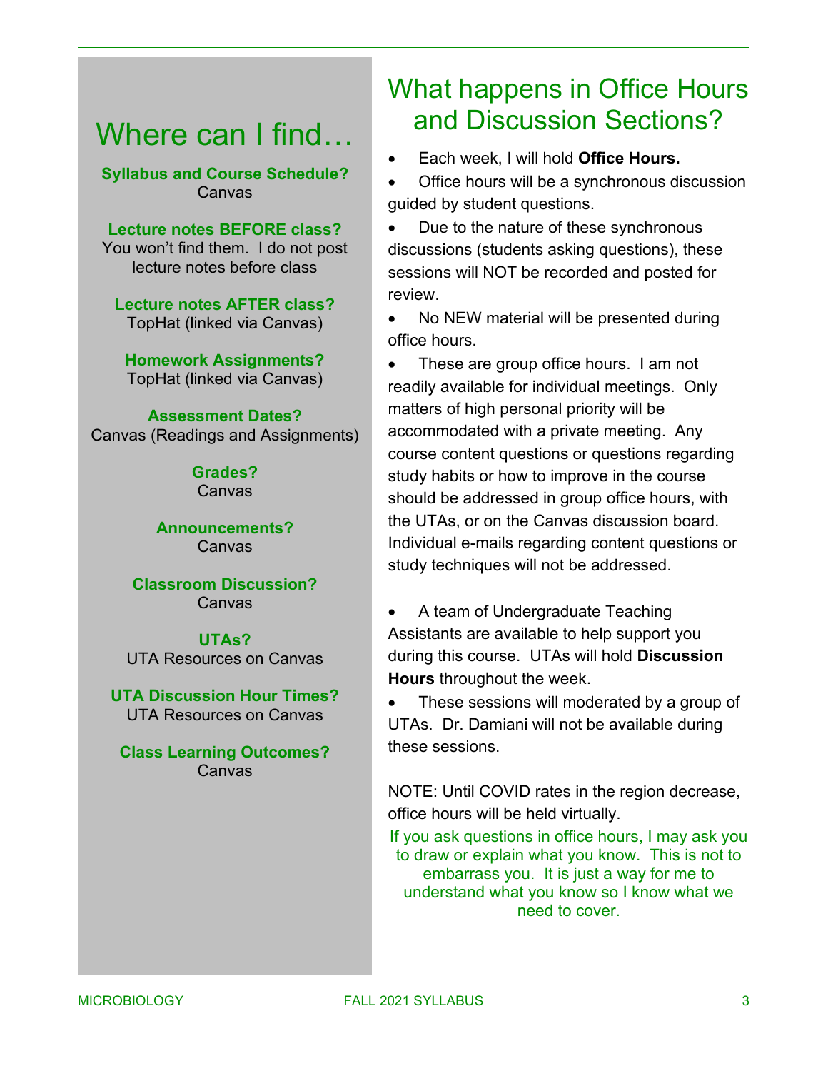# Where can I find…

**Syllabus and Course Schedule?**
Canvas

**Lecture notes BEFORE class?**
You won't find them. I do not post lecture notes before class

**Lecture notes AFTER class?**
TopHat (linked via Canvas)

**Homework Assignments?**
TopHat (linked via Canvas)

**Assessment Dates?**
Canvas (Readings and Assignments)

**Grades?**
Canvas

**Announcements?**
Canvas

**Classroom Discussion?**
Canvas

**UTAs?**
UTA Resources on Canvas

**UTA Discussion Hour Times?**
UTA Resources on Canvas

**Class Learning Outcomes?**
Canvas

# What happens in Office Hours and Discussion Sections?

- Each week, I will hold **Office Hours.**
- Office hours will be a synchronous discussion guided by student questions.
- Due to the nature of these synchronous discussions (students asking questions), these sessions will NOT be recorded and posted for review.
- No NEW material will be presented during office hours.
- These are group office hours. I am not readily available for individual meetings. Only matters of high personal priority will be accommodated with a private meeting. Any course content questions or questions regarding study habits or how to improve in the course should be addressed in group office hours, with the UTAs, or on the Canvas discussion board. Individual e-mails regarding content questions or study techniques will not be addressed.

- A team of Undergraduate Teaching Assistants are available to help support you during this course. UTAs will hold **Discussion Hours** throughout the week.
- These sessions will moderated by a group of UTAs. Dr. Damiani will not be available during these sessions.

NOTE: Until COVID rates in the region decrease, office hours will be held virtually.

If you ask questions in office hours, I may ask you to draw or explain what you know. This is not to embarrass you. It is just a way for me to understand what you know so I know what we need to cover.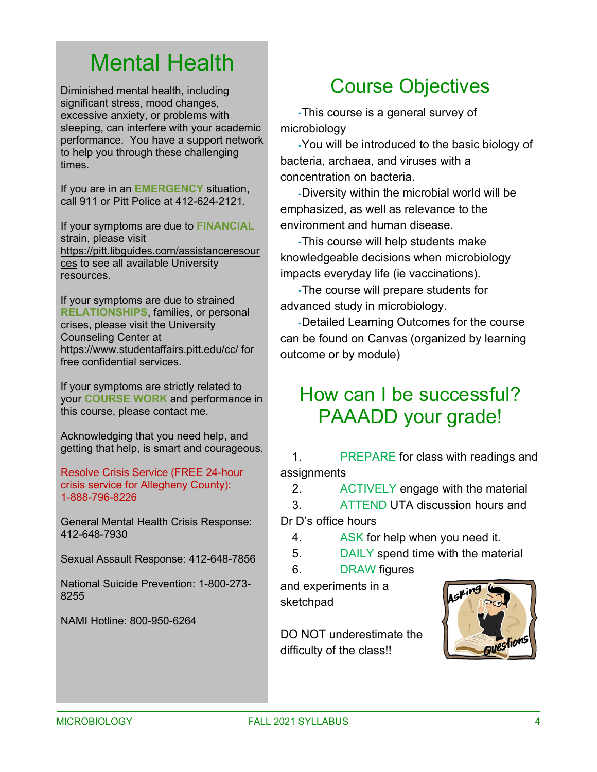# Mental Health

Diminished mental health, including significant stress, mood changes, excessive anxiety, or problems with sleeping, can interfere with your academic performance. You have a support network to help you through these challenging times.

If you are in an **EMERGENCY** situation, call 911 or Pitt Police at 412-624-2121.

If your symptoms are due to **FINANCIAL** strain, please visit https://pitt.libguides.com/assistanceresources to see all available University resources.

If your symptoms are due to strained **RELATIONSHIPS**, families, or personal crises, please visit the University Counseling Center at https://www.studentaffairs.pitt.edu/cc/ for free confidential services.

If your symptoms are strictly related to your **COURSE WORK** and performance in this course, please contact me.

Acknowledging that you need help, and getting that help, is smart and courageous.

Resolve Crisis Service (FREE 24-hour crisis service for Allegheny County): 1-888-796-8226

General Mental Health Crisis Response: 412-648-7930

Sexual Assault Response: 412-648-7856

National Suicide Prevention: 1-800-273-8255

NAMI Hotline: 800-950-6264

# Course Objectives

- This course is a general survey of microbiology
- You will be introduced to the basic biology of bacteria, archaea, and viruses with a concentration on bacteria.
- Diversity within the microbial world will be emphasized, as well as relevance to the environment and human disease.
- This course will help students make knowledgeable decisions when microbiology impacts everyday life (ie vaccinations).
- The course will prepare students for advanced study in microbiology.
- Detailed Learning Outcomes for the course can be found on Canvas (organized by learning outcome or by module)

# How can I be successful? PAAADD your grade!

1. PREPARE for class with readings and assignments
2. ACTIVELY engage with the material
3. ATTEND UTA discussion hours and Dr D's office hours
4. ASK for help when you need it.
5. DAILY spend time with the material
6. DRAW figures and experiments in a sketchpad

DO NOT underestimate the difficulty of the class!!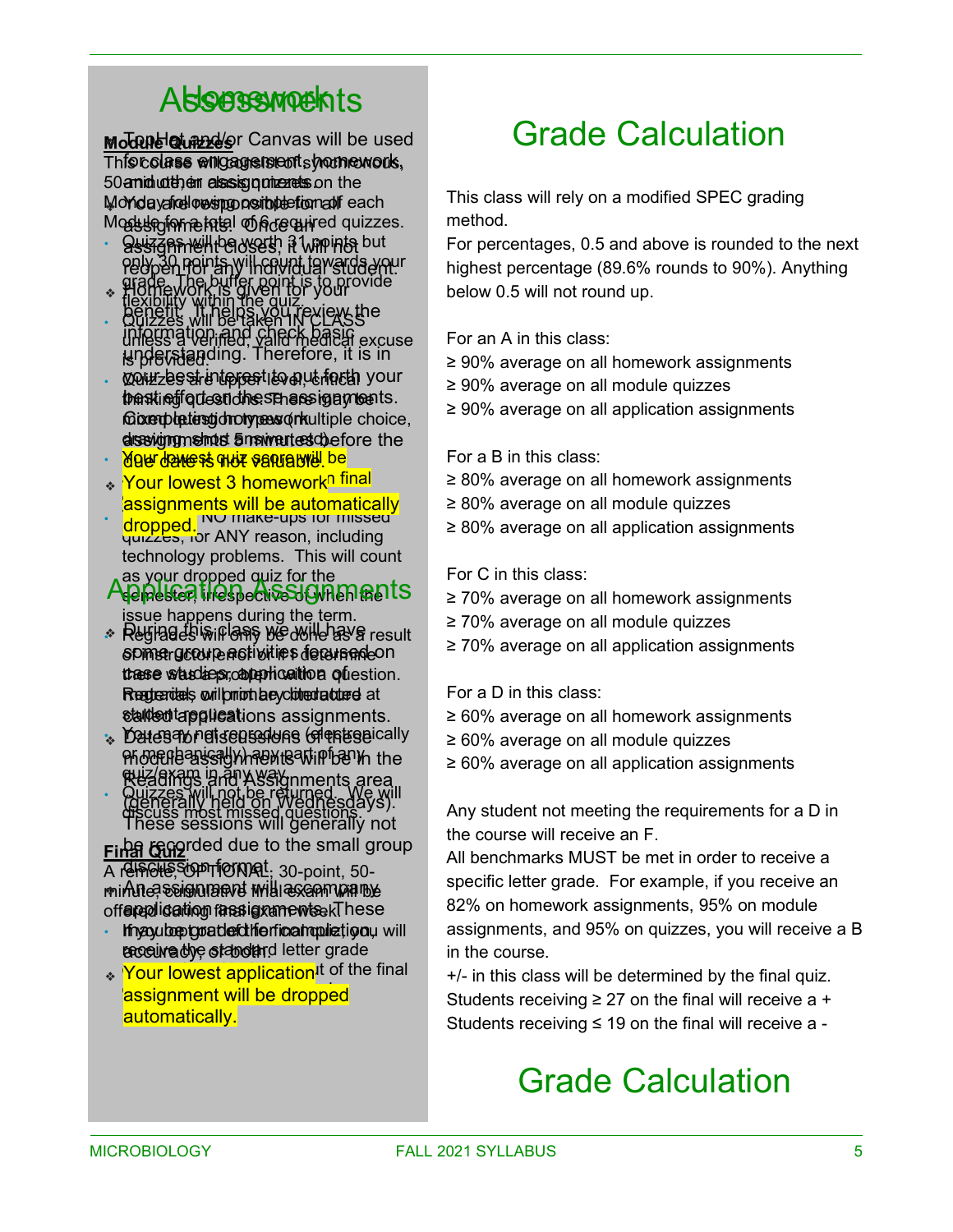## Homework

- TopHat and/or Canvas will be used for class engagement, homework, and other assignments.
- You are responsible for all assignments. Once an assignment closes, it will not reopen for any individual student.
- Homework is given for your benefit. It helps you review the information and check basic understanding. Therefore, it is in your best interest to put forth your best effort on these assignments. Completing homework assignments 5 minutes before the due date is not valuable.
- Your lowest 3 homework assignments will be automatically dropped.

## Application Assignments

- During this class we will have some group activities focused on case studies, application of material, or primary literature called applications assignments.
- Dates for discussions of these module assignments will be in the Readings and Assignments area (generally held on Wednesdays). These sessions will generally not be recorded due to the small group discussion format.
- An assignment will accompany application assignments. These may be graded for completion, accuracy, or both.
- Your lowest application assignment will be dropped automatically.

## Assessments

**Module Quizzes**

This course will consist of synchronous, 50-minute, in class quizzes on the Monday following completion of each Module for a total of 6 required quizzes.

- Quizzes will be worth 31 points but only 30 points will count towards your grade. The buffer point is to provide flexibility within the quiz.
- Quizzes will be taken IN CLASS unless a verified, valid medical excuse is provided.
- Quizzes are upper level, critical thinking questions. There may be mixed question types (multiple choice, drawing, short answer, etc).
- Your lowest quiz score will be ... final
- NO make-ups for missed quizzes, for ANY reason, including technology problems. This will count as your dropped quiz for the semester, irrespective of when the issue happens during the term.
- Regrades will only be done as a result of instructor error or if I determine there was a problem with a question. Regrades will not be conducted at student request.
- You may not reproduce (electronically or mechanically) any part of any quiz/exam in any way.
- Quizzes will not be returned. We will discuss most missed questions.

**Final Quiz**

A remote, OPTIONAL, 30-point, 50-minute, cumulative final exam will be offered during final exam week.

- If you opt out of the final quiz, you will receive the standard letter grade
- ...ut of the final

# Grade Calculation

This class will rely on a modified SPEC grading method.

For percentages, 0.5 and above is rounded to the next highest percentage (89.6% rounds to 90%). Anything below 0.5 will not round up.

For an A in this class:
≥ 90% average on all homework assignments
≥ 90% average on all module quizzes
≥ 90% average on all application assignments

For a B in this class:
≥ 80% average on all homework assignments
≥ 80% average on all module quizzes
≥ 80% average on all application assignments

For C in this class:
≥ 70% average on all homework assignments
≥ 70% average on all module quizzes
≥ 70% average on all application assignments

For a D in this class:
≥ 60% average on all homework assignments
≥ 60% average on all module quizzes
≥ 60% average on all application assignments

Any student not meeting the requirements for a D in the course will receive an F.

All benchmarks MUST be met in order to receive a specific letter grade. For example, if you receive an 82% on homework assignments, 95% on module assignments, and 95% on quizzes, you will receive a B in the course.

+/- in this class will be determined by the final quiz.
Students receiving ≥ 27 on the final will receive a +
Students receiving ≤ 19 on the final will receive a -

# Grade Calculation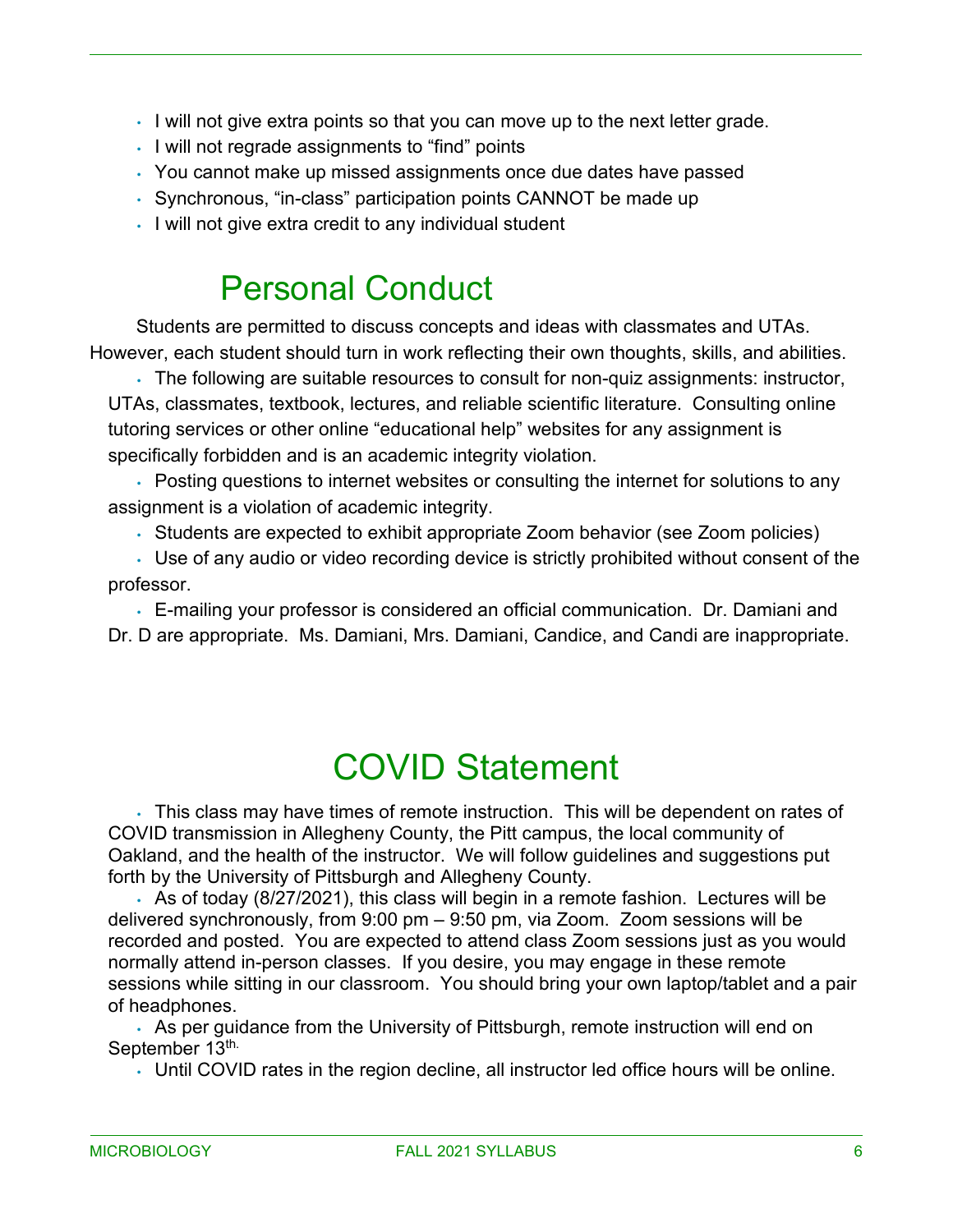- I will not give extra points so that you can move up to the next letter grade.
- I will not regrade assignments to "find" points
- You cannot make up missed assignments once due dates have passed
- Synchronous, "in-class" participation points CANNOT be made up
- I will not give extra credit to any individual student

# Personal Conduct

Students are permitted to discuss concepts and ideas with classmates and UTAs. However, each student should turn in work reflecting their own thoughts, skills, and abilities.

- The following are suitable resources to consult for non-quiz assignments: instructor, UTAs, classmates, textbook, lectures, and reliable scientific literature. Consulting online tutoring services or other online "educational help" websites for any assignment is specifically forbidden and is an academic integrity violation.
- Posting questions to internet websites or consulting the internet for solutions to any assignment is a violation of academic integrity.
- Students are expected to exhibit appropriate Zoom behavior (see Zoom policies)
- Use of any audio or video recording device is strictly prohibited without consent of the professor.
- E-mailing your professor is considered an official communication. Dr. Damiani and Dr. D are appropriate. Ms. Damiani, Mrs. Damiani, Candice, and Candi are inappropriate.

# COVID Statement

- This class may have times of remote instruction. This will be dependent on rates of COVID transmission in Allegheny County, the Pitt campus, the local community of Oakland, and the health of the instructor. We will follow guidelines and suggestions put forth by the University of Pittsburgh and Allegheny County.
- As of today (8/27/2021), this class will begin in a remote fashion. Lectures will be delivered synchronously, from 9:00 pm – 9:50 pm, via Zoom. Zoom sessions will be recorded and posted. You are expected to attend class Zoom sessions just as you would normally attend in-person classes. If you desire, you may engage in these remote sessions while sitting in our classroom. You should bring your own laptop/tablet and a pair of headphones.
- As per guidance from the University of Pittsburgh, remote instruction will end on September 13th.
- Until COVID rates in the region decline, all instructor led office hours will be online.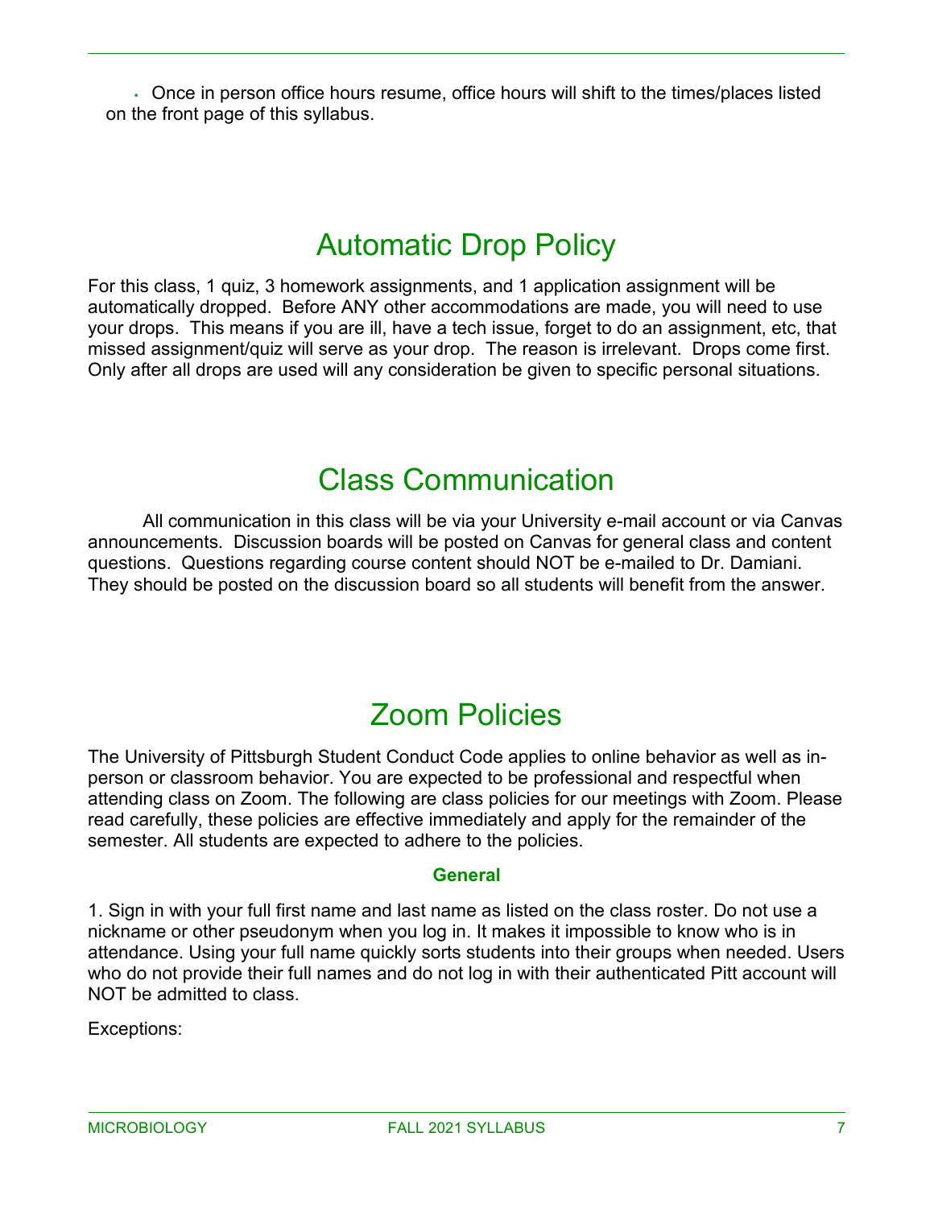- Once in person office hours resume, office hours will shift to the times/places listed on the front page of this syllabus.

## Automatic Drop Policy

For this class, 1 quiz, 3 homework assignments, and 1 application assignment will be automatically dropped. Before ANY other accommodations are made, you will need to use your drops. This means if you are ill, have a tech issue, forget to do an assignment, etc, that missed assignment/quiz will serve as your drop. The reason is irrelevant. Drops come first. Only after all drops are used will any consideration be given to specific personal situations.

## Class Communication

All communication in this class will be via your University e-mail account or via Canvas announcements. Discussion boards will be posted on Canvas for general class and content questions. Questions regarding course content should NOT be e-mailed to Dr. Damiani. They should be posted on the discussion board so all students will benefit from the answer.

## Zoom Policies

The University of Pittsburgh Student Conduct Code applies to online behavior as well as in-person or classroom behavior. You are expected to be professional and respectful when attending class on Zoom. The following are class policies for our meetings with Zoom. Please read carefully, these policies are effective immediately and apply for the remainder of the semester. All students are expected to adhere to the policies.

### General

1. Sign in with your full first name and last name as listed on the class roster. Do not use a nickname or other pseudonym when you log in. It makes it impossible to know who is in attendance. Using your full name quickly sorts students into their groups when needed. Users who do not provide their full names and do not log in with their authenticated Pitt account will NOT be admitted to class.

Exceptions: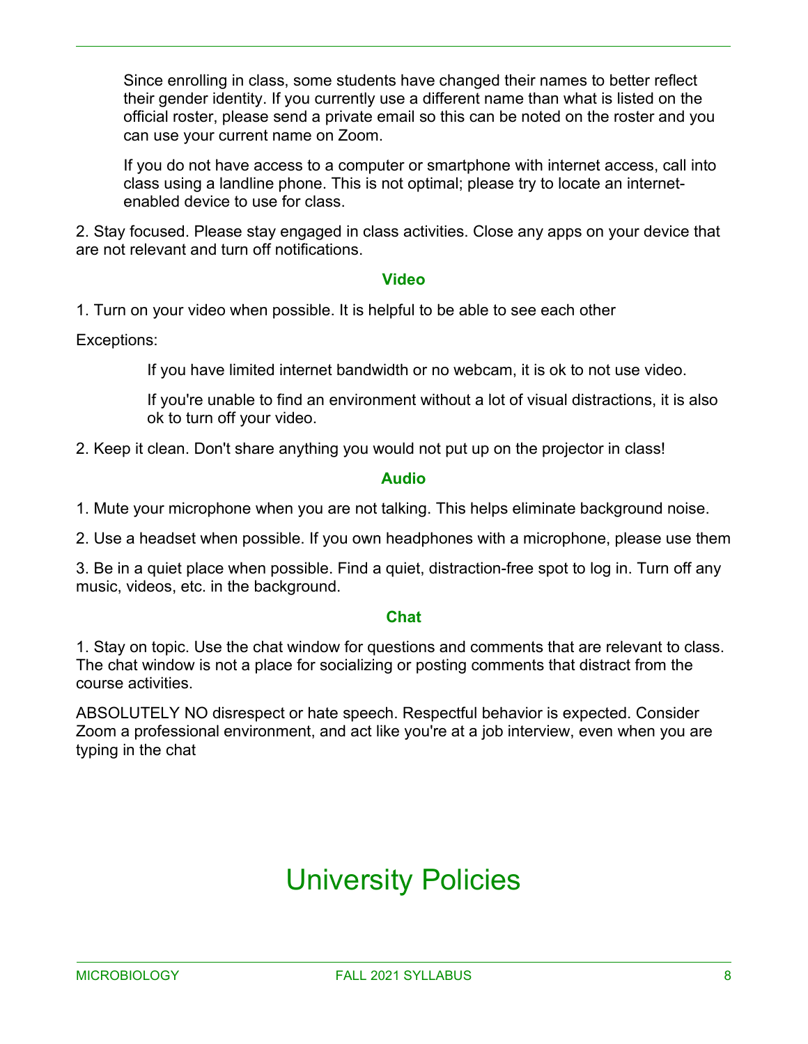Since enrolling in class, some students have changed their names to better reflect their gender identity. If you currently use a different name than what is listed on the official roster, please send a private email so this can be noted on the roster and you can use your current name on Zoom.

If you do not have access to a computer or smartphone with internet access, call into class using a landline phone. This is not optimal; please try to locate an internet-enabled device to use for class.

2. Stay focused. Please stay engaged in class activities. Close any apps on your device that are not relevant and turn off notifications.

### Video

1. Turn on your video when possible. It is helpful to be able to see each other

Exceptions:

If you have limited internet bandwidth or no webcam, it is ok to not use video.

If you're unable to find an environment without a lot of visual distractions, it is also ok to turn off your video.

2. Keep it clean. Don't share anything you would not put up on the projector in class!

### Audio

1. Mute your microphone when you are not talking. This helps eliminate background noise.

2. Use a headset when possible. If you own headphones with a microphone, please use them

3. Be in a quiet place when possible. Find a quiet, distraction-free spot to log in. Turn off any music, videos, etc. in the background.

### Chat

1. Stay on topic. Use the chat window for questions and comments that are relevant to class. The chat window is not a place for socializing or posting comments that distract from the course activities.

ABSOLUTELY NO disrespect or hate speech. Respectful behavior is expected. Consider Zoom a professional environment, and act like you're at a job interview, even when you are typing in the chat

# University Policies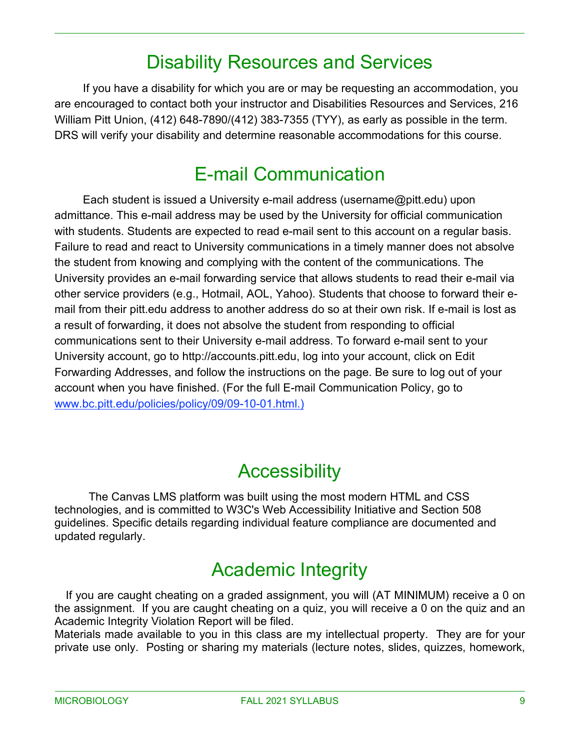# Disability Resources and Services

If you have a disability for which you are or may be requesting an accommodation, you are encouraged to contact both your instructor and Disabilities Resources and Services, 216 William Pitt Union, (412) 648-7890/(412) 383-7355 (TYY), as early as possible in the term. DRS will verify your disability and determine reasonable accommodations for this course.

# E-mail Communication

Each student is issued a University e-mail address (username@pitt.edu) upon admittance. This e-mail address may be used by the University for official communication with students. Students are expected to read e-mail sent to this account on a regular basis. Failure to read and react to University communications in a timely manner does not absolve the student from knowing and complying with the content of the communications. The University provides an e-mail forwarding service that allows students to read their e-mail via other service providers (e.g., Hotmail, AOL, Yahoo). Students that choose to forward their e-mail from their pitt.edu address to another address do so at their own risk. If e-mail is lost as a result of forwarding, it does not absolve the student from responding to official communications sent to their University e-mail address. To forward e-mail sent to your University account, go to http://accounts.pitt.edu, log into your account, click on Edit Forwarding Addresses, and follow the instructions on the page. Be sure to log out of your account when you have finished. (For the full E-mail Communication Policy, go to [www.bc.pitt.edu/policies/policy/09/09-10-01.html.)](www.bc.pitt.edu/policies/policy/09/09-10-01.html)

# Accessibility

The Canvas LMS platform was built using the most modern HTML and CSS technologies, and is committed to W3C's Web Accessibility Initiative and Section 508 guidelines. Specific details regarding individual feature compliance are documented and updated regularly.

# Academic Integrity

If you are caught cheating on a graded assignment, you will (AT MINIMUM) receive a 0 on the assignment. If you are caught cheating on a quiz, you will receive a 0 on the quiz and an Academic Integrity Violation Report will be filed.

Materials made available to you in this class are my intellectual property. They are for your private use only. Posting or sharing my materials (lecture notes, slides, quizzes, homework,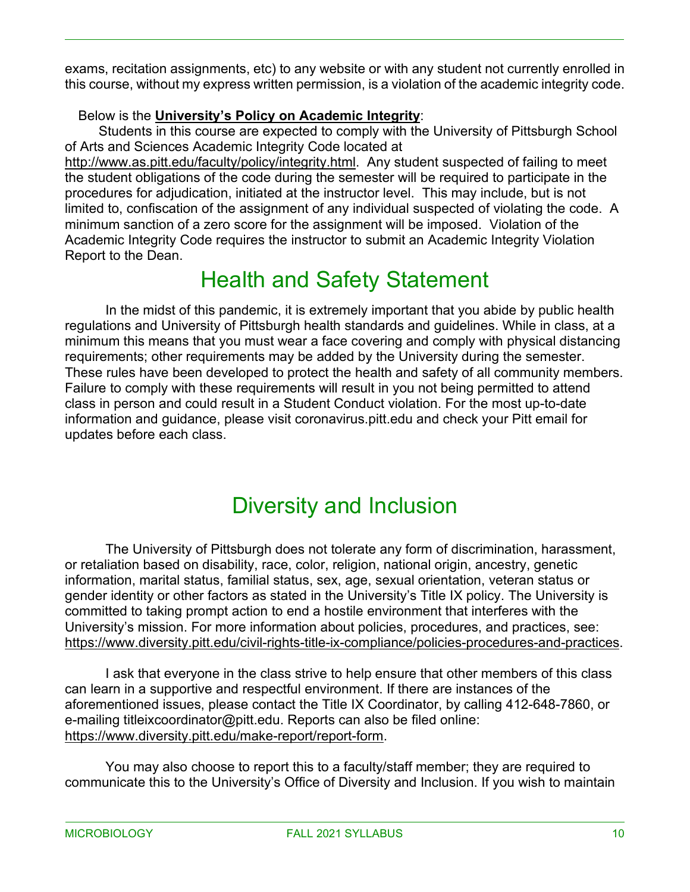exams, recitation assignments, etc) to any website or with any student not currently enrolled in this course, without my express written permission, is a violation of the academic integrity code.

Below is the **University's Policy on Academic Integrity**:

Students in this course are expected to comply with the University of Pittsburgh School of Arts and Sciences Academic Integrity Code located at http://www.as.pitt.edu/faculty/policy/integrity.html. Any student suspected of failing to meet the student obligations of the code during the semester will be required to participate in the procedures for adjudication, initiated at the instructor level. This may include, but is not limited to, confiscation of the assignment of any individual suspected of violating the code. A minimum sanction of a zero score for the assignment will be imposed. Violation of the Academic Integrity Code requires the instructor to submit an Academic Integrity Violation Report to the Dean.

# Health and Safety Statement

In the midst of this pandemic, it is extremely important that you abide by public health regulations and University of Pittsburgh health standards and guidelines. While in class, at a minimum this means that you must wear a face covering and comply with physical distancing requirements; other requirements may be added by the University during the semester. These rules have been developed to protect the health and safety of all community members. Failure to comply with these requirements will result in you not being permitted to attend class in person and could result in a Student Conduct violation. For the most up-to-date information and guidance, please visit coronavirus.pitt.edu and check your Pitt email for updates before each class.

# Diversity and Inclusion

The University of Pittsburgh does not tolerate any form of discrimination, harassment, or retaliation based on disability, race, color, religion, national origin, ancestry, genetic information, marital status, familial status, sex, age, sexual orientation, veteran status or gender identity or other factors as stated in the University's Title IX policy. The University is committed to taking prompt action to end a hostile environment that interferes with the University's mission. For more information about policies, procedures, and practices, see: https://www.diversity.pitt.edu/civil-rights-title-ix-compliance/policies-procedures-and-practices.

I ask that everyone in the class strive to help ensure that other members of this class can learn in a supportive and respectful environment. If there are instances of the aforementioned issues, please contact the Title IX Coordinator, by calling 412-648-7860, or e-mailing titleixcoordinator@pitt.edu. Reports can also be filed online: https://www.diversity.pitt.edu/make-report/report-form.

You may also choose to report this to a faculty/staff member; they are required to communicate this to the University's Office of Diversity and Inclusion. If you wish to maintain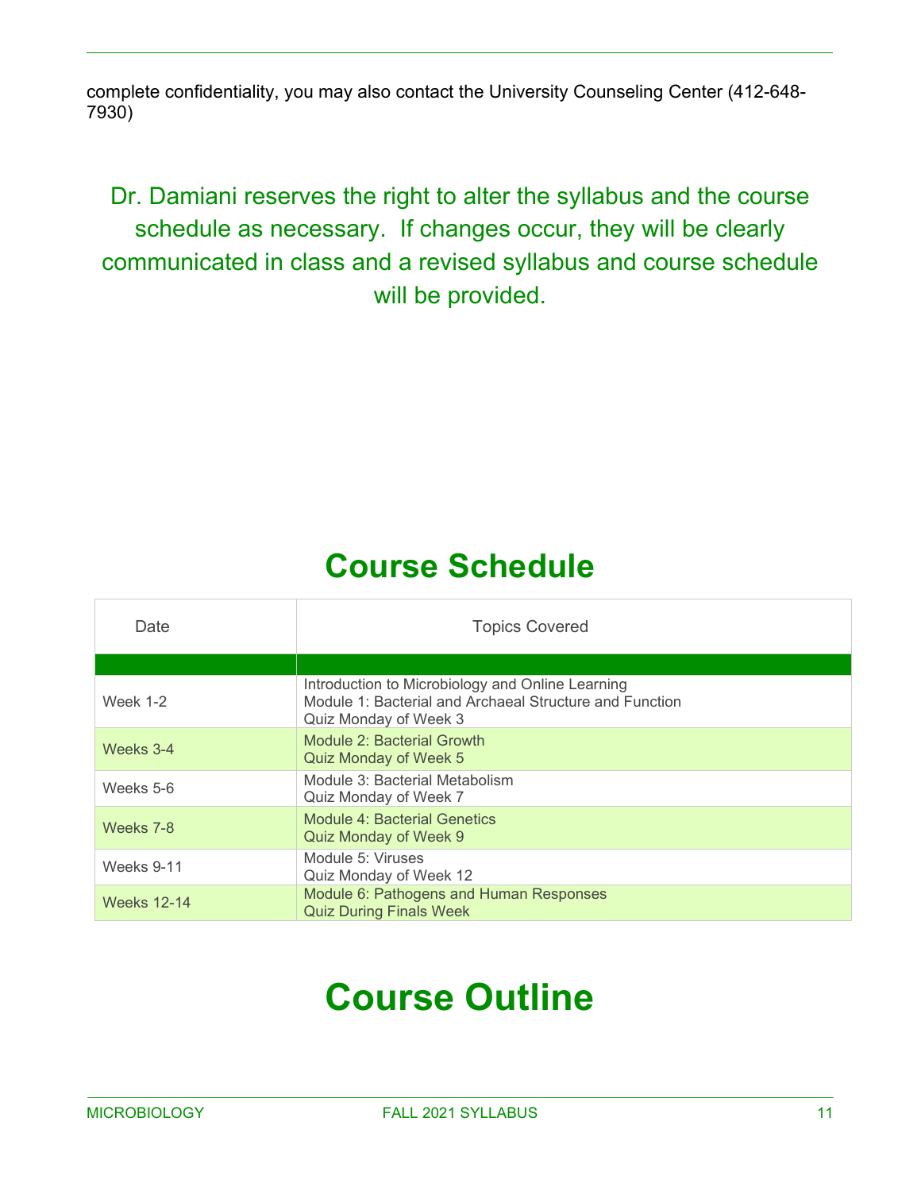complete confidentiality, you may also contact the University Counseling Center (412-648-7930)

Dr. Damiani reserves the right to alter the syllabus and the course schedule as necessary. If changes occur, they will be clearly communicated in class and a revised syllabus and course schedule will be provided.

# Course Schedule

| Date | Topics Covered |
|---|---|
| Week 1-2 | Introduction to Microbiology and Online Learning<br>Module 1: Bacterial and Archaeal Structure and Function<br>Quiz Monday of Week 3 |
| Weeks 3-4 | Module 2: Bacterial Growth<br>Quiz Monday of Week 5 |
| Weeks 5-6 | Module 3: Bacterial Metabolism<br>Quiz Monday of Week 7 |
| Weeks 7-8 | Module 4: Bacterial Genetics<br>Quiz Monday of Week 9 |
| Weeks 9-11 | Module 5: Viruses<br>Quiz Monday of Week 12 |
| Weeks 12-14 | Module 6: Pathogens and Human Responses<br>Quiz During Finals Week |

# Course Outline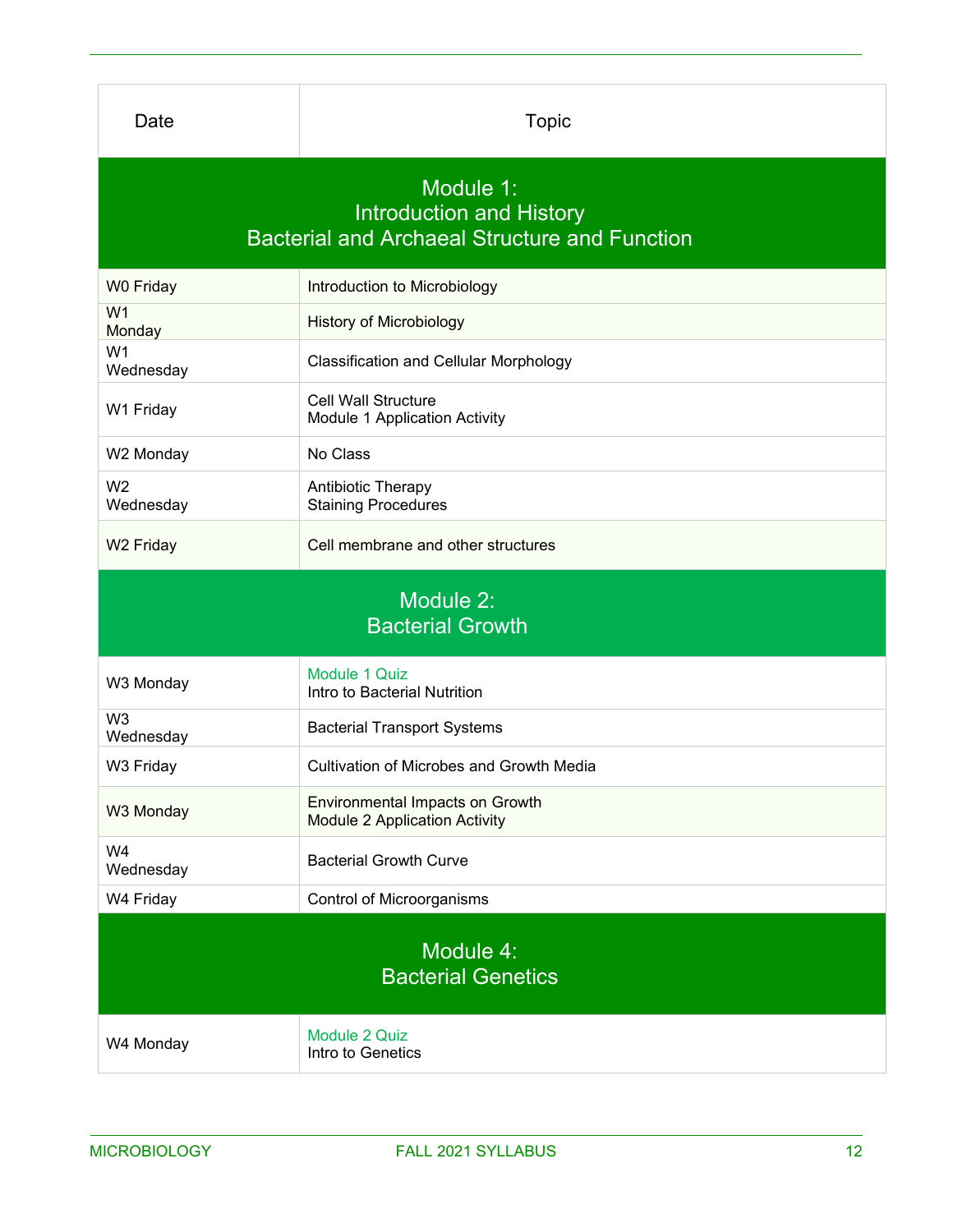| Date | Topic |
|---|---|
| **Module 1: Introduction and History Bacterial and Archaeal Structure and Function** | |
| W0 Friday | Introduction to Microbiology |
| W1 Monday | History of Microbiology |
| W1 Wednesday | Classification and Cellular Morphology |
| W1 Friday | Cell Wall Structure<br>Module 1 Application Activity |
| W2 Monday | No Class |
| W2 Wednesday | Antibiotic Therapy<br>Staining Procedures |
| W2 Friday | Cell membrane and other structures |
| **Module 2: Bacterial Growth** | |
| W3 Monday | Module 1 Quiz<br>Intro to Bacterial Nutrition |
| W3 Wednesday | Bacterial Transport Systems |
| W3 Friday | Cultivation of Microbes and Growth Media |
| W3 Monday | Environmental Impacts on Growth<br>Module 2 Application Activity |
| W4 Wednesday | Bacterial Growth Curve |
| W4 Friday | Control of Microorganisms |
| **Module 4: Bacterial Genetics** | |
| W4 Monday | Module 2 Quiz<br>Intro to Genetics |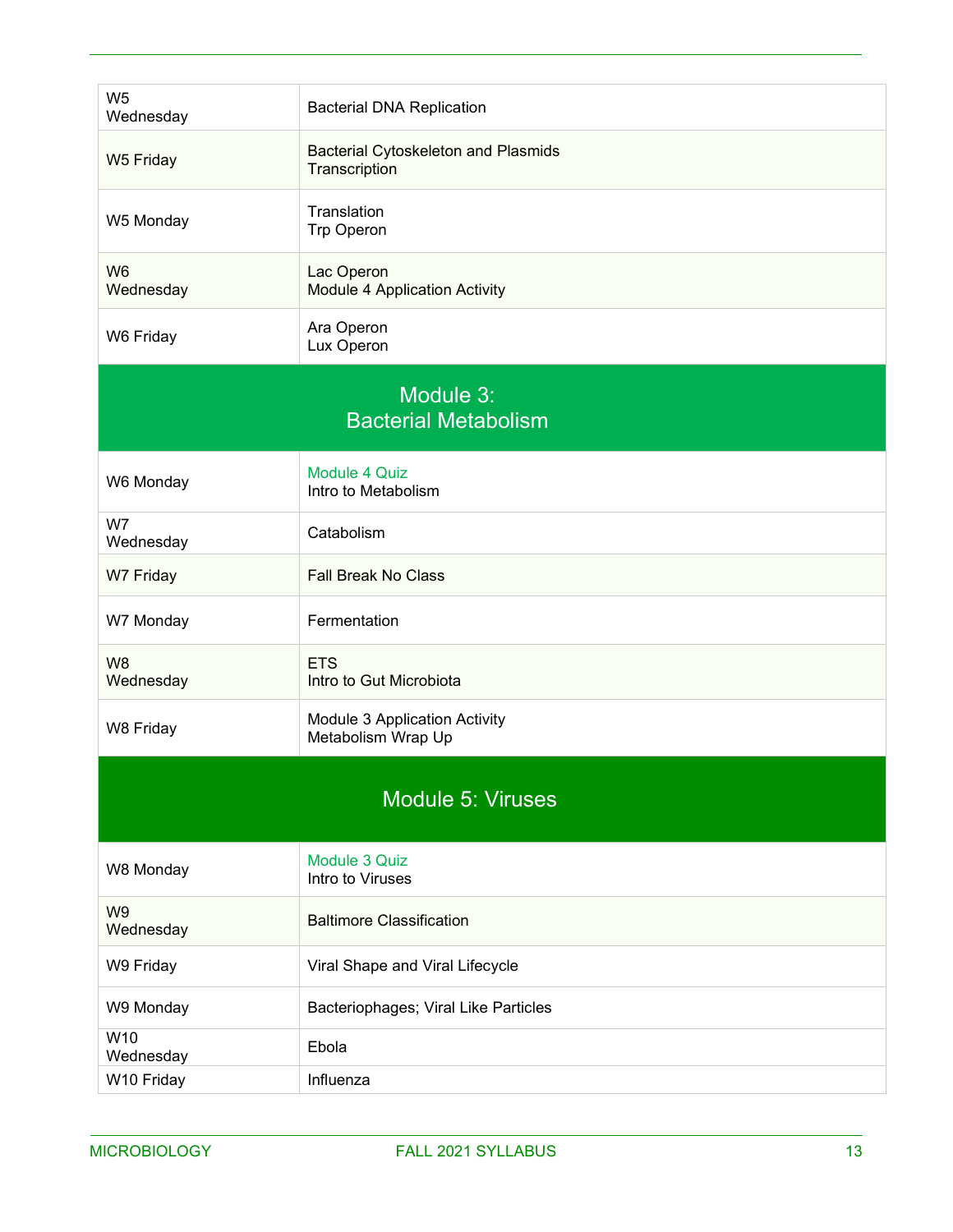| | |
|---|---|
| W5 Wednesday | Bacterial DNA Replication |
| W5 Friday | Bacterial Cytoskeleton and Plasmids<br>Transcription |
| W5 Monday | Translation<br>Trp Operon |
| W6 Wednesday | Lac Operon<br>Module 4 Application Activity |
| W6 Friday | Ara Operon<br>Lux Operon |

## Module 3: Bacterial Metabolism

| | |
|---|---|
| W6 Monday | Module 4 Quiz<br>Intro to Metabolism |
| W7 Wednesday | Catabolism |
| W7 Friday | Fall Break No Class |
| W7 Monday | Fermentation |
| W8 Wednesday | ETS<br>Intro to Gut Microbiota |
| W8 Friday | Module 3 Application Activity<br>Metabolism Wrap Up |

## Module 5: Viruses

| | |
|---|---|
| W8 Monday | Module 3 Quiz<br>Intro to Viruses |
| W9 Wednesday | Baltimore Classification |
| W9 Friday | Viral Shape and Viral Lifecycle |
| W9 Monday | Bacteriophages; Viral Like Particles |
| W10 Wednesday | Ebola |
| W10 Friday | Influenza |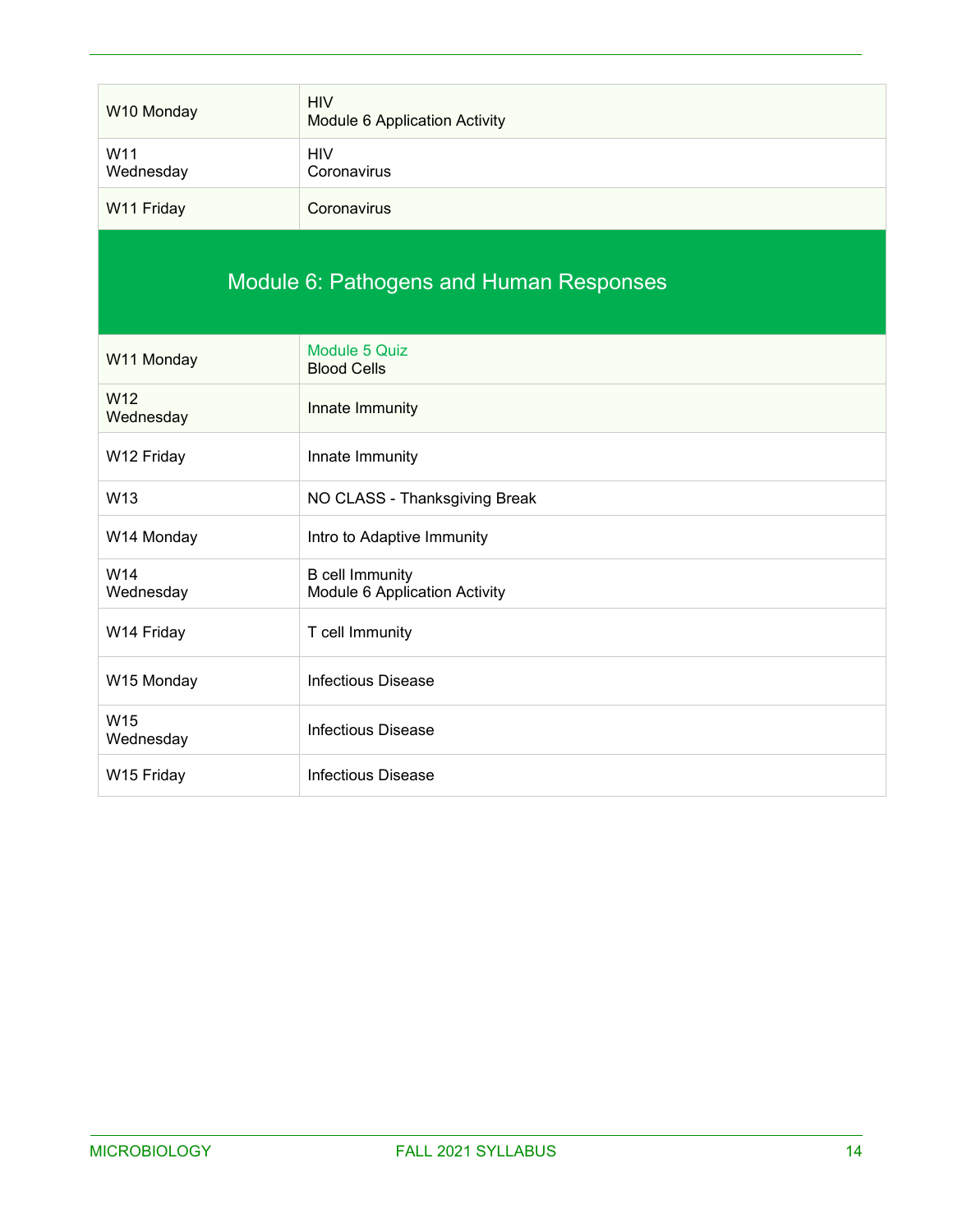| | |
|---|---|
| W10 Monday | HIV<br>Module 6 Application Activity |
| W11 Wednesday | HIV<br>Coronavirus |
| W11 Friday | Coronavirus |

## Module 6: Pathogens and Human Responses

| | |
|---|---|
| W11 Monday | Module 5 Quiz<br>Blood Cells |
| W12 Wednesday | Innate Immunity |
| W12 Friday | Innate Immunity |
| W13 | NO CLASS - Thanksgiving Break |
| W14 Monday | Intro to Adaptive Immunity |
| W14 Wednesday | B cell Immunity<br>Module 6 Application Activity |
| W14 Friday | T cell Immunity |
| W15 Monday | Infectious Disease |
| W15 Wednesday | Infectious Disease |
| W15 Friday | Infectious Disease |